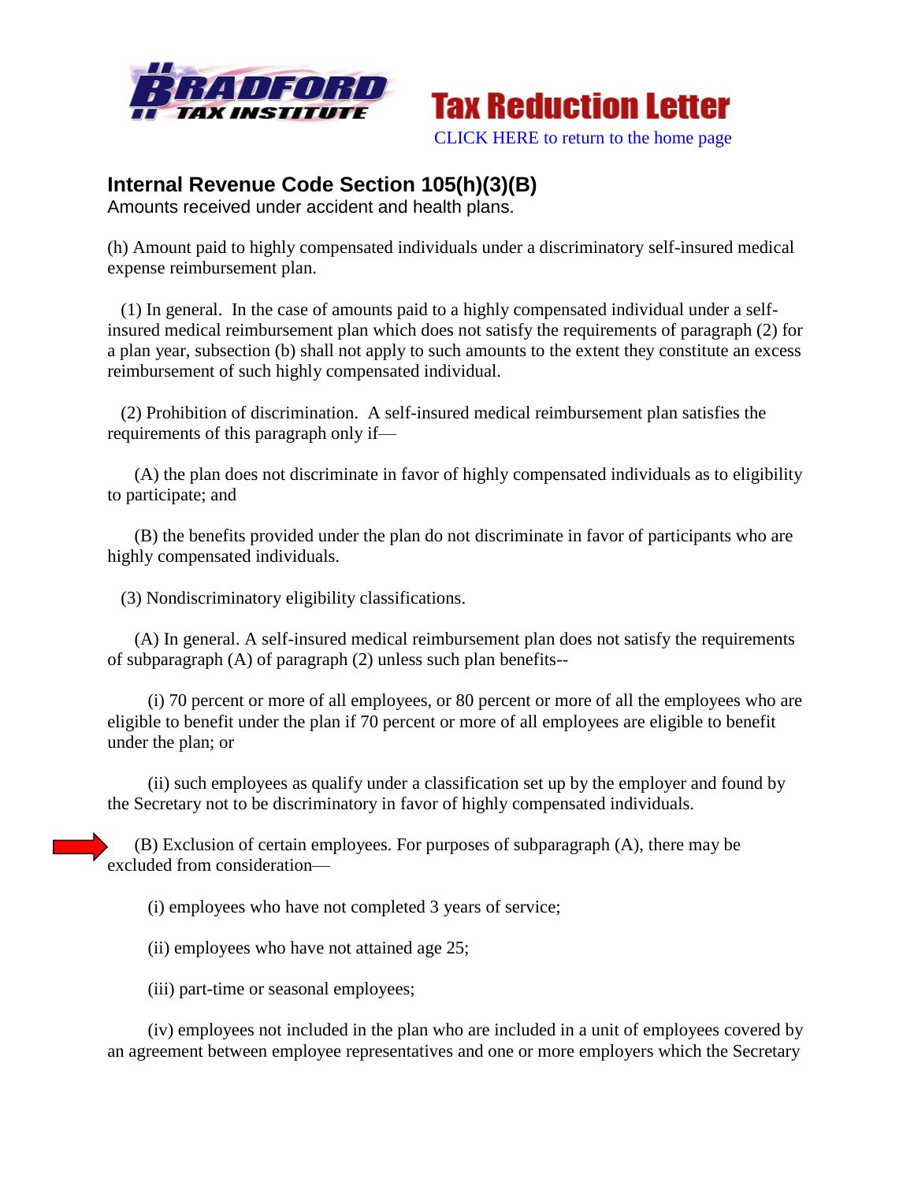Tax Reduction Letter

CLICK HERE to return to the home page

## Internal Revenue Code Section 105(h)(3)(B)

Amounts received under accident and health plans.

(h) Amount paid to highly compensated individuals under a discriminatory self-insured medical expense reimbursement plan.

(1) In general. In the case of amounts paid to a highly compensated individual under a self-insured medical reimbursement plan which does not satisfy the requirements of paragraph (2) for a plan year, subsection (b) shall not apply to such amounts to the extent they constitute an excess reimbursement of such highly compensated individual.

(2) Prohibition of discrimination. A self-insured medical reimbursement plan satisfies the requirements of this paragraph only if—

(A) the plan does not discriminate in favor of highly compensated individuals as to eligibility to participate; and

(B) the benefits provided under the plan do not discriminate in favor of participants who are highly compensated individuals.

(3) Nondiscriminatory eligibility classifications.

(A) In general. A self-insured medical reimbursement plan does not satisfy the requirements of subparagraph (A) of paragraph (2) unless such plan benefits--

(i) 70 percent or more of all employees, or 80 percent or more of all the employees who are eligible to benefit under the plan if 70 percent or more of all employees are eligible to benefit under the plan; or

(ii) such employees as qualify under a classification set up by the employer and found by the Secretary not to be discriminatory in favor of highly compensated individuals.

(B) Exclusion of certain employees. For purposes of subparagraph (A), there may be excluded from consideration—

(i) employees who have not completed 3 years of service;

(ii) employees who have not attained age 25;

(iii) part-time or seasonal employees;

(iv) employees not included in the plan who are included in a unit of employees covered by an agreement between employee representatives and one or more employers which the Secretary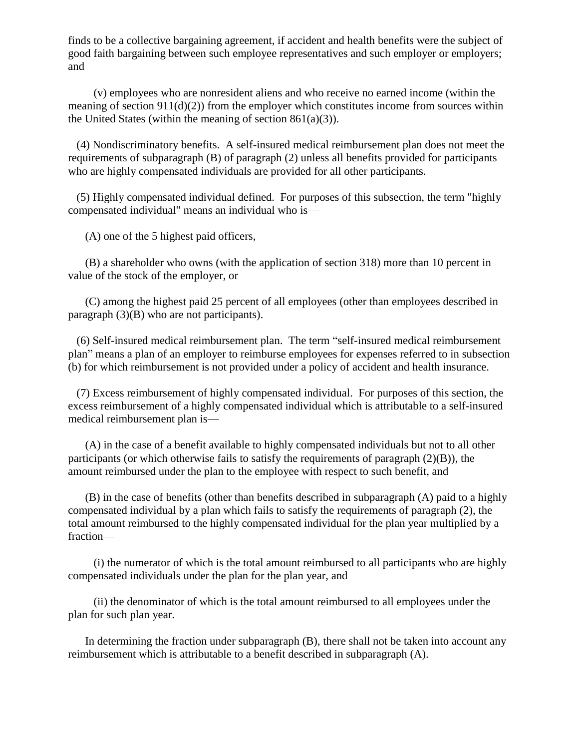finds to be a collective bargaining agreement, if accident and health benefits were the subject of good faith bargaining between such employee representatives and such employer or employers; and

(v) employees who are nonresident aliens and who receive no earned income (within the meaning of section 911(d)(2)) from the employer which constitutes income from sources within the United States (within the meaning of section 861(a)(3)).

(4) Nondiscriminatory benefits. A self-insured medical reimbursement plan does not meet the requirements of subparagraph (B) of paragraph (2) unless all benefits provided for participants who are highly compensated individuals are provided for all other participants.

(5) Highly compensated individual defined. For purposes of this subsection, the term "highly compensated individual" means an individual who is—

(A) one of the 5 highest paid officers,

(B) a shareholder who owns (with the application of section 318) more than 10 percent in value of the stock of the employer, or

(C) among the highest paid 25 percent of all employees (other than employees described in paragraph (3)(B) who are not participants).

(6) Self-insured medical reimbursement plan. The term "self-insured medical reimbursement plan" means a plan of an employer to reimburse employees for expenses referred to in subsection (b) for which reimbursement is not provided under a policy of accident and health insurance.

(7) Excess reimbursement of highly compensated individual. For purposes of this section, the excess reimbursement of a highly compensated individual which is attributable to a self-insured medical reimbursement plan is—

(A) in the case of a benefit available to highly compensated individuals but not to all other participants (or which otherwise fails to satisfy the requirements of paragraph (2)(B)), the amount reimbursed under the plan to the employee with respect to such benefit, and

(B) in the case of benefits (other than benefits described in subparagraph (A) paid to a highly compensated individual by a plan which fails to satisfy the requirements of paragraph (2), the total amount reimbursed to the highly compensated individual for the plan year multiplied by a fraction—

(i) the numerator of which is the total amount reimbursed to all participants who are highly compensated individuals under the plan for the plan year, and

(ii) the denominator of which is the total amount reimbursed to all employees under the plan for such plan year.

In determining the fraction under subparagraph (B), there shall not be taken into account any reimbursement which is attributable to a benefit described in subparagraph (A).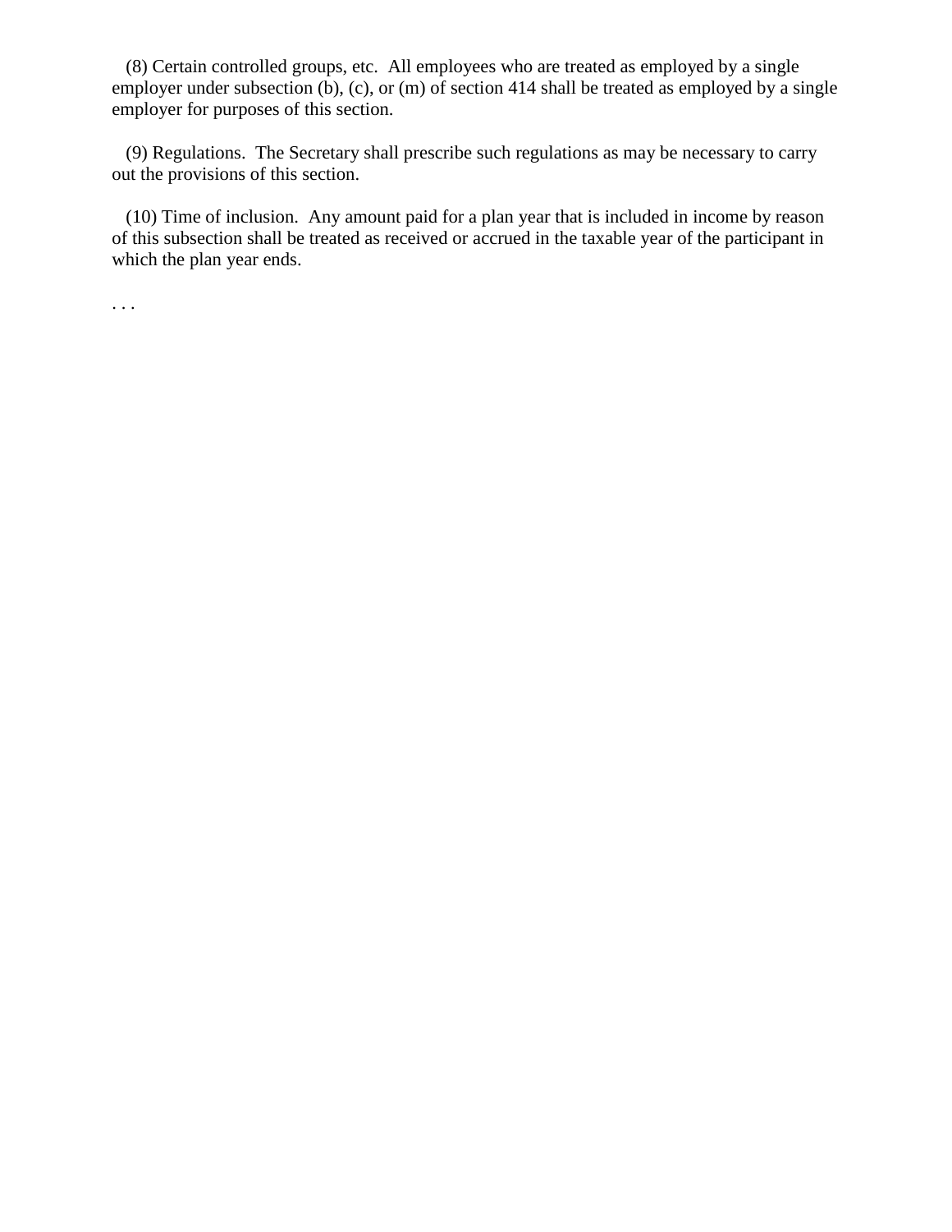(8) Certain controlled groups, etc. All employees who are treated as employed by a single employer under subsection (b), (c), or (m) of section 414 shall be treated as employed by a single employer for purposes of this section.

(9) Regulations. The Secretary shall prescribe such regulations as may be necessary to carry out the provisions of this section.

(10) Time of inclusion. Any amount paid for a plan year that is included in income by reason of this subsection shall be treated as received or accrued in the taxable year of the participant in which the plan year ends.

. . .